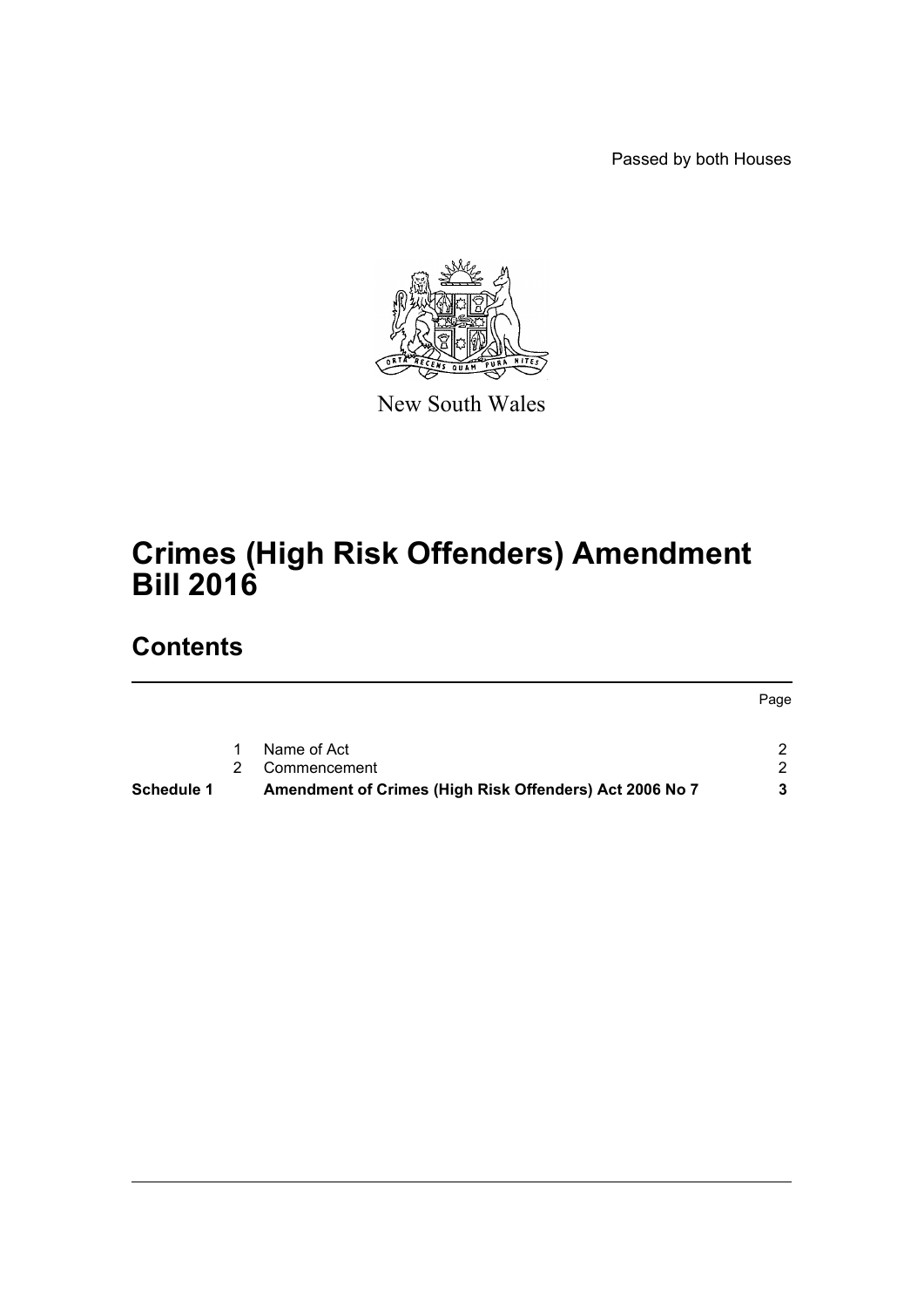Passed by both Houses

New South Wales

# Crimes (High Risk Offenders) Amendment Bill 2016

## Contents

| | | | Page |
|---|---|---|---|
| | 1 | Name of Act | 2 |
| | 2 | Commencement | 2 |
| **Schedule 1** | | **Amendment of Crimes (High Risk Offenders) Act 2006 No 7** | **3** |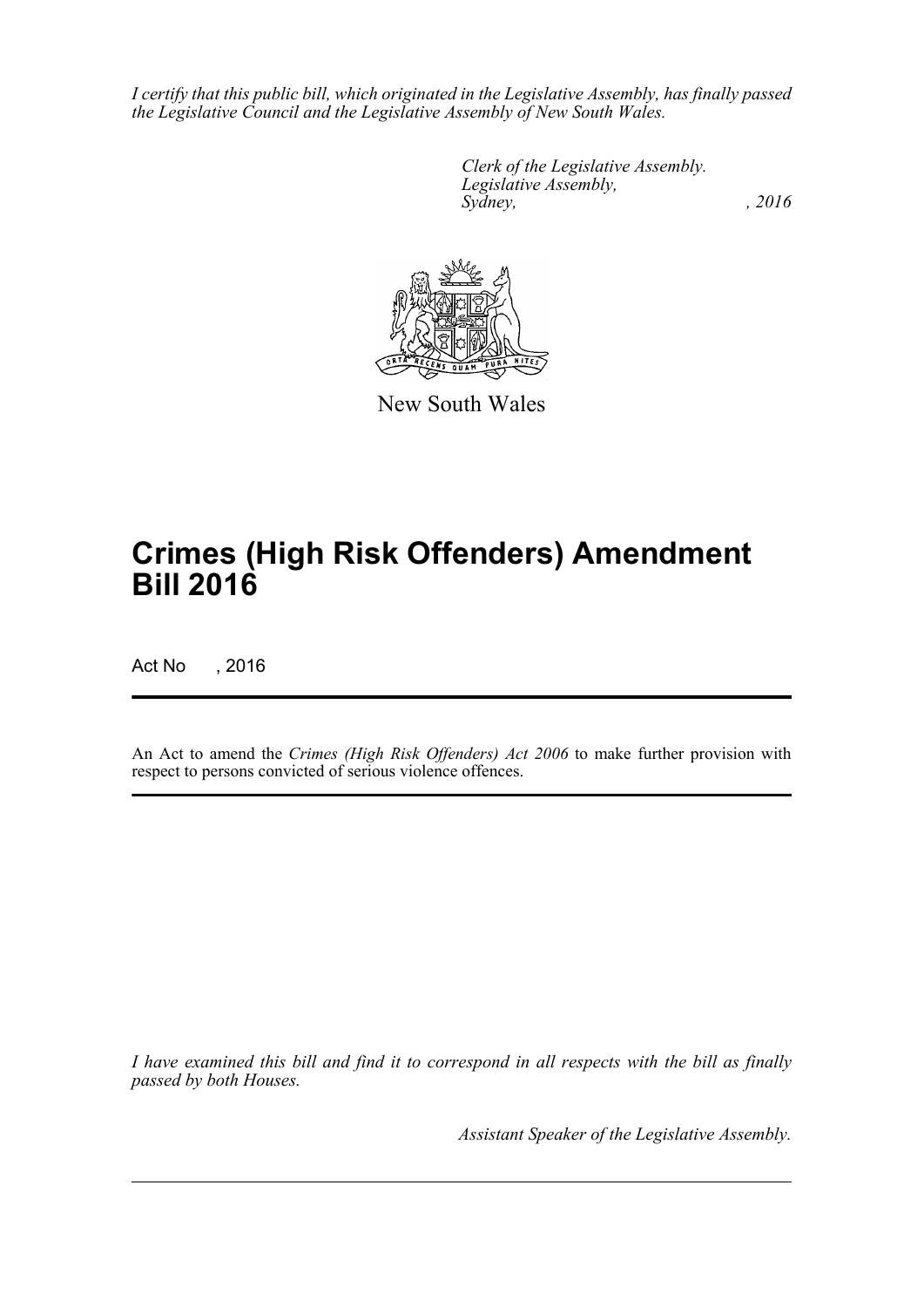*I certify that this public bill, which originated in the Legislative Assembly, has finally passed the Legislative Council and the Legislative Assembly of New South Wales.*

*Clerk of the Legislative Assembly.*
*Legislative Assembly,*
*Sydney, , 2016*

New South Wales

# Crimes (High Risk Offenders) Amendment Bill 2016

Act No , 2016

An Act to amend the *Crimes (High Risk Offenders) Act 2006* to make further provision with respect to persons convicted of serious violence offences.

*I have examined this bill and find it to correspond in all respects with the bill as finally passed by both Houses.*

*Assistant Speaker of the Legislative Assembly.*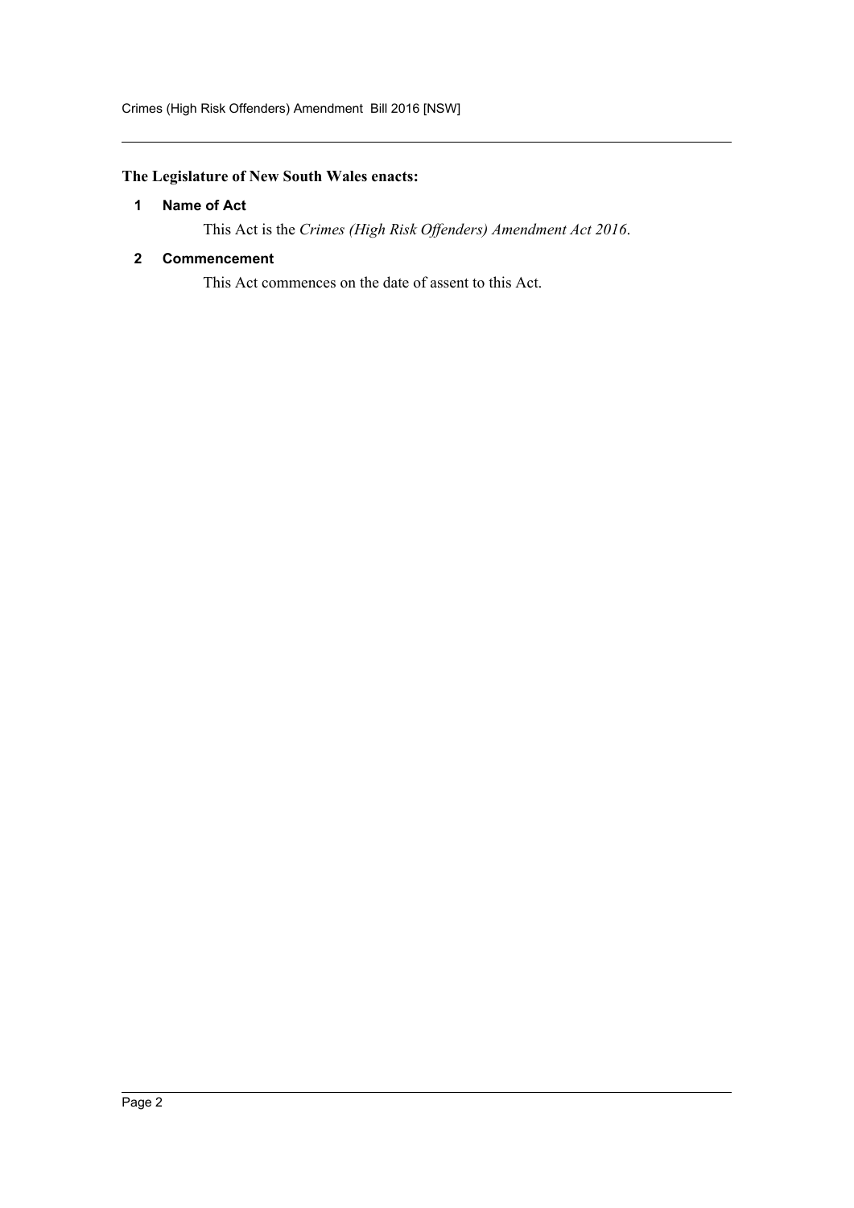**The Legislature of New South Wales enacts:**

### 1 Name of Act

This Act is the *Crimes (High Risk Offenders) Amendment Act 2016*.

### 2 Commencement

This Act commences on the date of assent to this Act.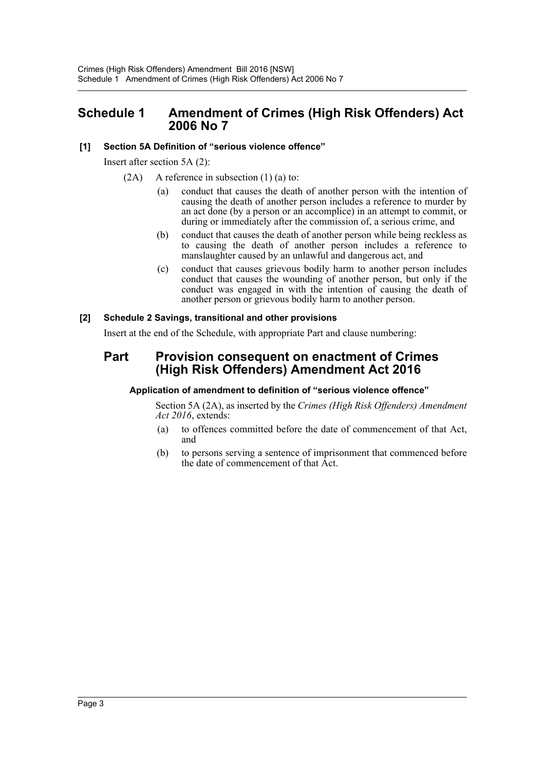## Schedule 1 Amendment of Crimes (High Risk Offenders) Act 2006 No 7

**[1] Section 5A Definition of "serious violence offence"**

Insert after section 5A (2):

(2A) A reference in subsection (1) (a) to:

(a) conduct that causes the death of another person with the intention of causing the death of another person includes a reference to murder by an act done (by a person or an accomplice) in an attempt to commit, or during or immediately after the commission of, a serious crime, and

(b) conduct that causes the death of another person while being reckless as to causing the death of another person includes a reference to manslaughter caused by an unlawful and dangerous act, and

(c) conduct that causes grievous bodily harm to another person includes conduct that causes the wounding of another person, but only if the conduct was engaged in with the intention of causing the death of another person or grievous bodily harm to another person.

**[2] Schedule 2 Savings, transitional and other provisions**

Insert at the end of the Schedule, with appropriate Part and clause numbering:

## Part Provision consequent on enactment of Crimes (High Risk Offenders) Amendment Act 2016

**Application of amendment to definition of "serious violence offence"**

Section 5A (2A), as inserted by the *Crimes (High Risk Offenders) Amendment Act 2016*, extends:

(a) to offences committed before the date of commencement of that Act, and

(b) to persons serving a sentence of imprisonment that commenced before the date of commencement of that Act.